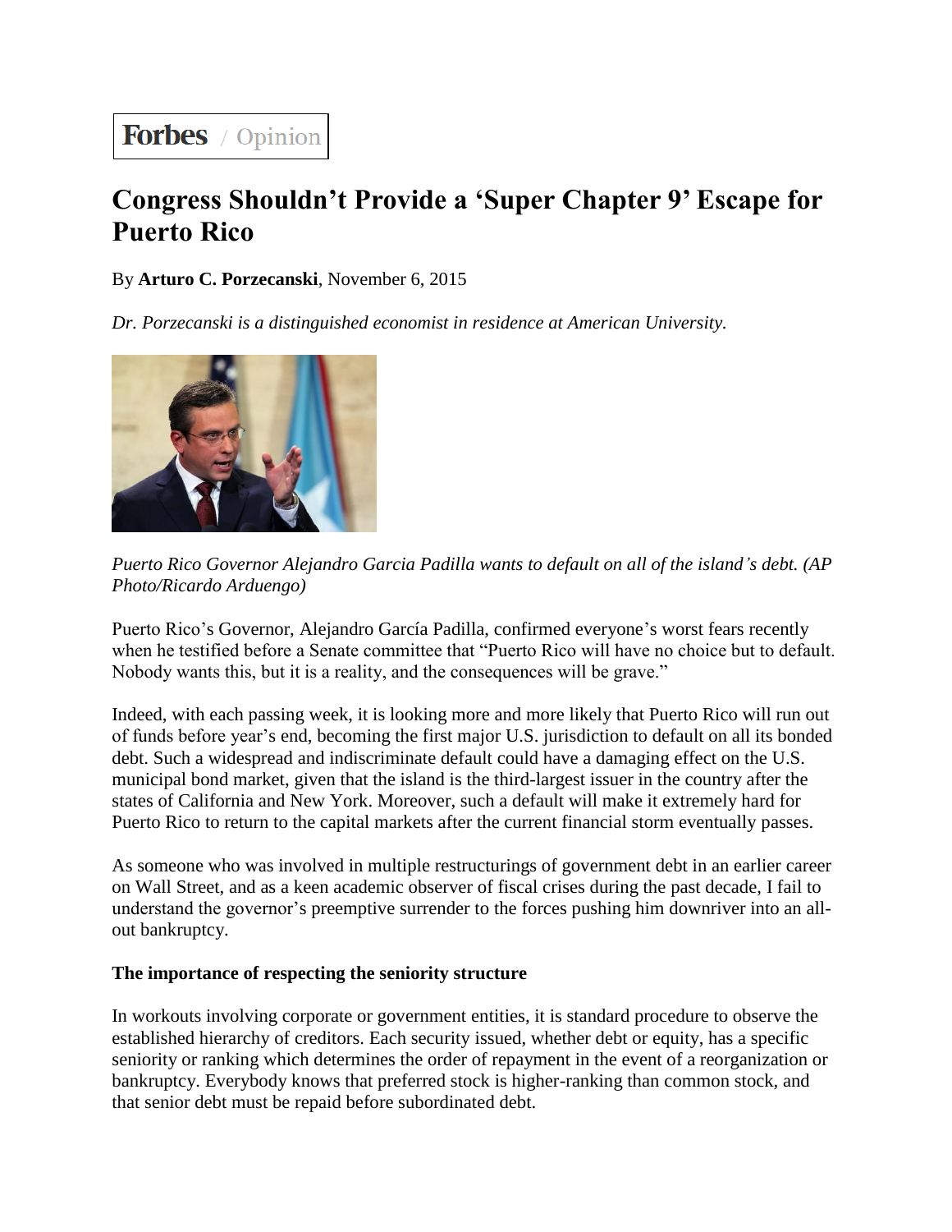Forbes / Opinion

# Congress Shouldn't Provide a 'Super Chapter 9' Escape for Puerto Rico

By **Arturo C. Porzecanski**, November 6, 2015

*Dr. Porzecanski is a distinguished economist in residence at American University.*

*Puerto Rico Governor Alejandro Garcia Padilla wants to default on all of the island's debt. (AP Photo/Ricardo Arduengo)*

Puerto Rico's Governor, Alejandro García Padilla, confirmed everyone's worst fears recently when he testified before a Senate committee that "Puerto Rico will have no choice but to default. Nobody wants this, but it is a reality, and the consequences will be grave."

Indeed, with each passing week, it is looking more and more likely that Puerto Rico will run out of funds before year's end, becoming the first major U.S. jurisdiction to default on all its bonded debt. Such a widespread and indiscriminate default could have a damaging effect on the U.S. municipal bond market, given that the island is the third-largest issuer in the country after the states of California and New York. Moreover, such a default will make it extremely hard for Puerto Rico to return to the capital markets after the current financial storm eventually passes.

As someone who was involved in multiple restructurings of government debt in an earlier career on Wall Street, and as a keen academic observer of fiscal crises during the past decade, I fail to understand the governor's preemptive surrender to the forces pushing him downriver into an all-out bankruptcy.

### The importance of respecting the seniority structure

In workouts involving corporate or government entities, it is standard procedure to observe the established hierarchy of creditors. Each security issued, whether debt or equity, has a specific seniority or ranking which determines the order of repayment in the event of a reorganization or bankruptcy. Everybody knows that preferred stock is higher-ranking than common stock, and that senior debt must be repaid before subordinated debt.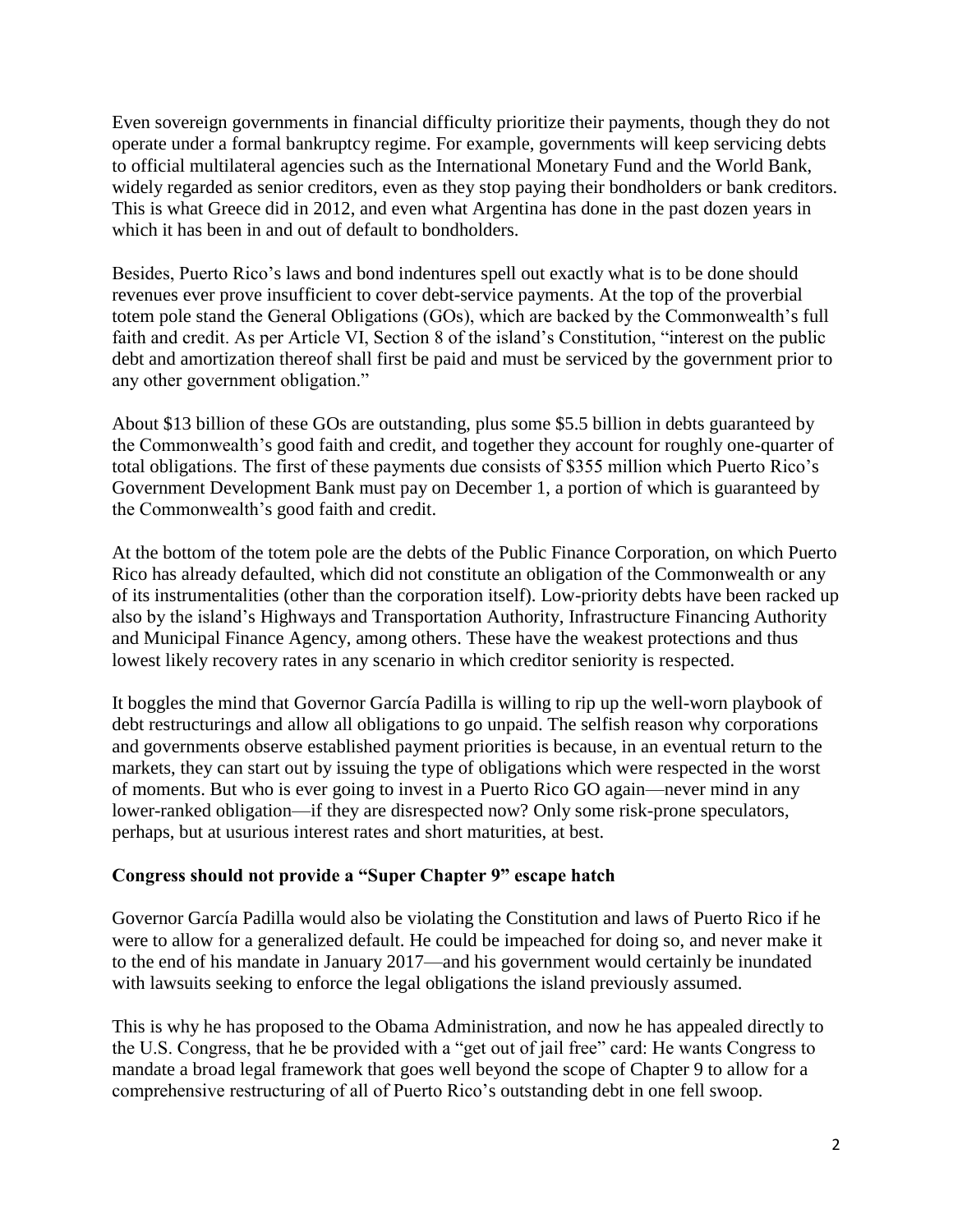Even sovereign governments in financial difficulty prioritize their payments, though they do not operate under a formal bankruptcy regime. For example, governments will keep servicing debts to official multilateral agencies such as the International Monetary Fund and the World Bank, widely regarded as senior creditors, even as they stop paying their bondholders or bank creditors. This is what Greece did in 2012, and even what Argentina has done in the past dozen years in which it has been in and out of default to bondholders.

Besides, Puerto Rico's laws and bond indentures spell out exactly what is to be done should revenues ever prove insufficient to cover debt-service payments. At the top of the proverbial totem pole stand the General Obligations (GOs), which are backed by the Commonwealth's full faith and credit. As per Article VI, Section 8 of the island's Constitution, "interest on the public debt and amortization thereof shall first be paid and must be serviced by the government prior to any other government obligation."

About $13 billion of these GOs are outstanding, plus some $5.5 billion in debts guaranteed by the Commonwealth's good faith and credit, and together they account for roughly one-quarter of total obligations. The first of these payments due consists of $355 million which Puerto Rico's Government Development Bank must pay on December 1, a portion of which is guaranteed by the Commonwealth's good faith and credit.

At the bottom of the totem pole are the debts of the Public Finance Corporation, on which Puerto Rico has already defaulted, which did not constitute an obligation of the Commonwealth or any of its instrumentalities (other than the corporation itself). Low-priority debts have been racked up also by the island's Highways and Transportation Authority, Infrastructure Financing Authority and Municipal Finance Agency, among others. These have the weakest protections and thus lowest likely recovery rates in any scenario in which creditor seniority is respected.

It boggles the mind that Governor García Padilla is willing to rip up the well-worn playbook of debt restructurings and allow all obligations to go unpaid. The selfish reason why corporations and governments observe established payment priorities is because, in an eventual return to the markets, they can start out by issuing the type of obligations which were respected in the worst of moments. But who is ever going to invest in a Puerto Rico GO again—never mind in any lower-ranked obligation—if they are disrespected now? Only some risk-prone speculators, perhaps, but at usurious interest rates and short maturities, at best.

**Congress should not provide a "Super Chapter 9" escape hatch**

Governor García Padilla would also be violating the Constitution and laws of Puerto Rico if he were to allow for a generalized default. He could be impeached for doing so, and never make it to the end of his mandate in January 2017—and his government would certainly be inundated with lawsuits seeking to enforce the legal obligations the island previously assumed.

This is why he has proposed to the Obama Administration, and now he has appealed directly to the U.S. Congress, that he be provided with a "get out of jail free" card: He wants Congress to mandate a broad legal framework that goes well beyond the scope of Chapter 9 to allow for a comprehensive restructuring of all of Puerto Rico's outstanding debt in one fell swoop.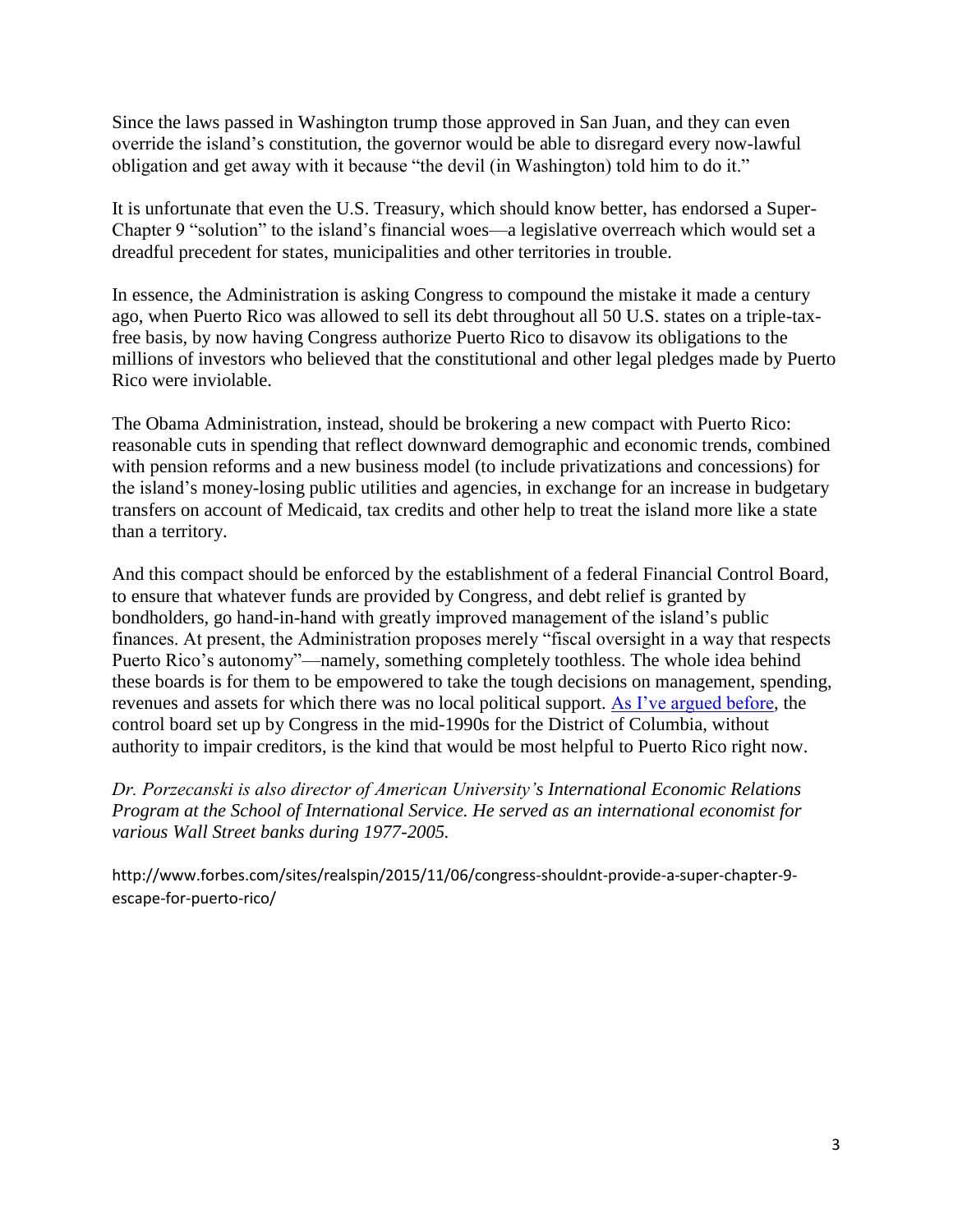Since the laws passed in Washington trump those approved in San Juan, and they can even override the island's constitution, the governor would be able to disregard every now-lawful obligation and get away with it because "the devil (in Washington) told him to do it."

It is unfortunate that even the U.S. Treasury, which should know better, has endorsed a Super-Chapter 9 "solution" to the island's financial woes—a legislative overreach which would set a dreadful precedent for states, municipalities and other territories in trouble.

In essence, the Administration is asking Congress to compound the mistake it made a century ago, when Puerto Rico was allowed to sell its debt throughout all 50 U.S. states on a triple-tax-free basis, by now having Congress authorize Puerto Rico to disavow its obligations to the millions of investors who believed that the constitutional and other legal pledges made by Puerto Rico were inviolable.

The Obama Administration, instead, should be brokering a new compact with Puerto Rico: reasonable cuts in spending that reflect downward demographic and economic trends, combined with pension reforms and a new business model (to include privatizations and concessions) for the island's money-losing public utilities and agencies, in exchange for an increase in budgetary transfers on account of Medicaid, tax credits and other help to treat the island more like a state than a territory.

And this compact should be enforced by the establishment of a federal Financial Control Board, to ensure that whatever funds are provided by Congress, and debt relief is granted by bondholders, go hand-in-hand with greatly improved management of the island's public finances. At present, the Administration proposes merely "fiscal oversight in a way that respects Puerto Rico's autonomy"—namely, something completely toothless. The whole idea behind these boards is for them to be empowered to take the tough decisions on management, spending, revenues and assets for which there was no local political support. As I've argued before, the control board set up by Congress in the mid-1990s for the District of Columbia, without authority to impair creditors, is the kind that would be most helpful to Puerto Rico right now.

*Dr. Porzecanski is also director of American University's International Economic Relations Program at the School of International Service. He served as an international economist for various Wall Street banks during 1977-2005.*

http://www.forbes.com/sites/realspin/2015/11/06/congress-shouldnt-provide-a-super-chapter-9-escape-for-puerto-rico/